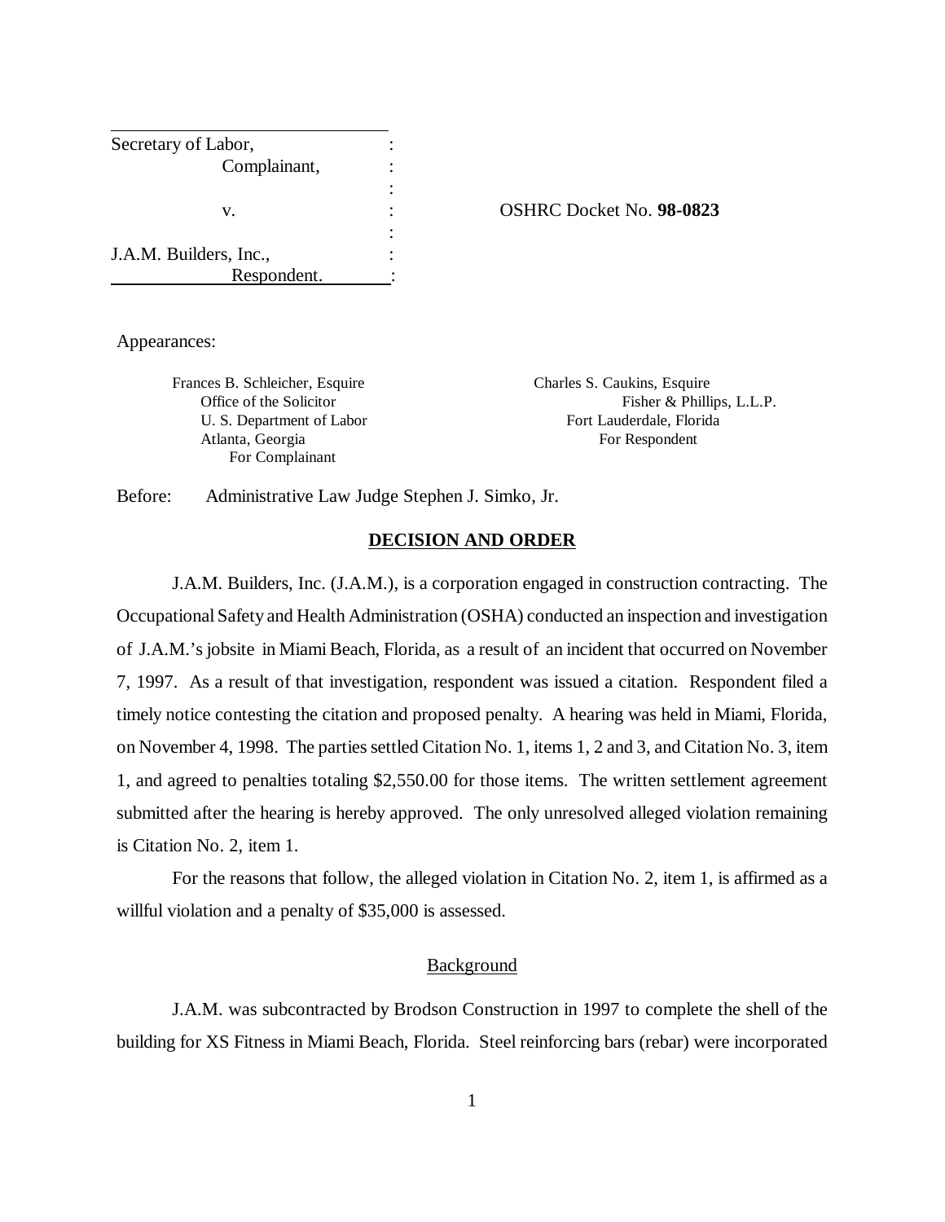| | | |
|---|---|---|
| Secretary of Labor, | : | |
| Complainant, | : | |
| | : | |
| v. | : | OSHRC Docket No. **98-0823** |
| | : | |
| J.A.M. Builders, Inc., | : | |
| Respondent. | : | |

Appearances:

Frances B. Schleicher, Esquire
Office of the Solicitor
U. S. Department of Labor
Atlanta, Georgia
For Complainant

Charles S. Caukins, Esquire
Fisher & Phillips, L.L.P.
Fort Lauderdale, Florida
For Respondent

Before: Administrative Law Judge Stephen J. Simko, Jr.

## DECISION AND ORDER

J.A.M. Builders, Inc. (J.A.M.), is a corporation engaged in construction contracting. The Occupational Safety and Health Administration (OSHA) conducted an inspection and investigation of J.A.M.'s jobsite in Miami Beach, Florida, as a result of an incident that occurred on November 7, 1997. As a result of that investigation, respondent was issued a citation. Respondent filed a timely notice contesting the citation and proposed penalty. A hearing was held in Miami, Florida, on November 4, 1998. The parties settled Citation No. 1, items 1, 2 and 3, and Citation No. 3, item 1, and agreed to penalties totaling $2,550.00 for those items. The written settlement agreement submitted after the hearing is hereby approved. The only unresolved alleged violation remaining is Citation No. 2, item 1.

For the reasons that follow, the alleged violation in Citation No. 2, item 1, is affirmed as a willful violation and a penalty of $35,000 is assessed.

### Background

J.A.M. was subcontracted by Brodson Construction in 1997 to complete the shell of the building for XS Fitness in Miami Beach, Florida. Steel reinforcing bars (rebar) were incorporated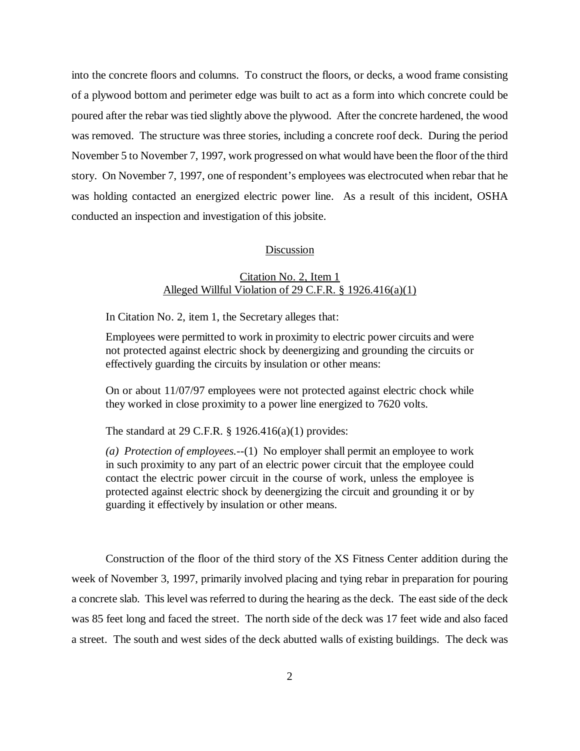into the concrete floors and columns. To construct the floors, or decks, a wood frame consisting of a plywood bottom and perimeter edge was built to act as a form into which concrete could be poured after the rebar was tied slightly above the plywood. After the concrete hardened, the wood was removed. The structure was three stories, including a concrete roof deck. During the period November 5 to November 7, 1997, work progressed on what would have been the floor of the third story. On November 7, 1997, one of respondent's employees was electrocuted when rebar that he was holding contacted an energized electric power line. As a result of this incident, OSHA conducted an inspection and investigation of this jobsite.

## Discussion

### Citation No. 2, Item 1
### Alleged Willful Violation of 29 C.F.R. § 1926.416(a)(1)

In Citation No. 2, item 1, the Secretary alleges that:

> Employees were permitted to work in proximity to electric power circuits and were not protected against electric shock by deenergizing and grounding the circuits or effectively guarding the circuits by insulation or other means:
>
> On or about 11/07/97 employees were not protected against electric chock while they worked in close proximity to a power line energized to 7620 volts.

The standard at 29 C.F.R. § 1926.416(a)(1) provides:

> *(a) Protection of employees.*--(1) No employer shall permit an employee to work in such proximity to any part of an electric power circuit that the employee could contact the electric power circuit in the course of work, unless the employee is protected against electric shock by deenergizing the circuit and grounding it or by guarding it effectively by insulation or other means.

Construction of the floor of the third story of the XS Fitness Center addition during the week of November 3, 1997, primarily involved placing and tying rebar in preparation for pouring a concrete slab. This level was referred to during the hearing as the deck. The east side of the deck was 85 feet long and faced the street. The north side of the deck was 17 feet wide and also faced a street. The south and west sides of the deck abutted walls of existing buildings. The deck was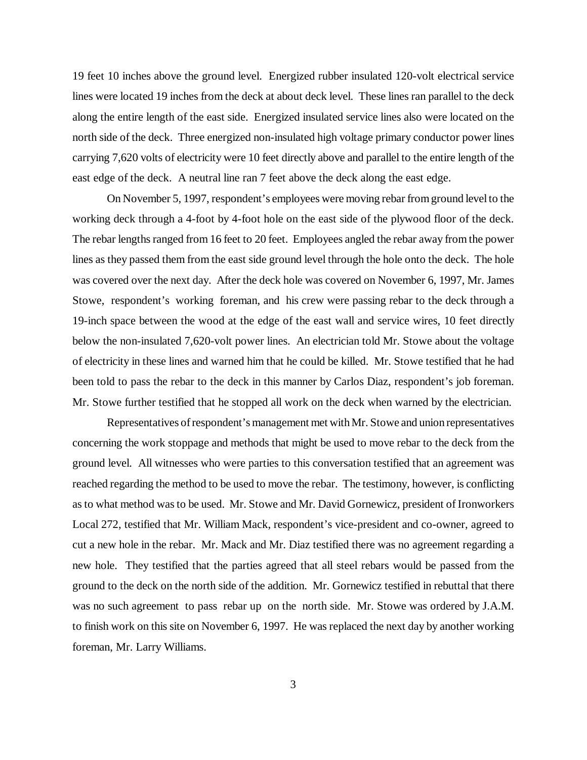19 feet 10 inches above the ground level. Energized rubber insulated 120-volt electrical service lines were located 19 inches from the deck at about deck level. These lines ran parallel to the deck along the entire length of the east side. Energized insulated service lines also were located on the north side of the deck. Three energized non-insulated high voltage primary conductor power lines carrying 7,620 volts of electricity were 10 feet directly above and parallel to the entire length of the east edge of the deck. A neutral line ran 7 feet above the deck along the east edge.

On November 5, 1997, respondent's employees were moving rebar from ground level to the working deck through a 4-foot by 4-foot hole on the east side of the plywood floor of the deck. The rebar lengths ranged from 16 feet to 20 feet. Employees angled the rebar away from the power lines as they passed them from the east side ground level through the hole onto the deck. The hole was covered over the next day. After the deck hole was covered on November 6, 1997, Mr. James Stowe, respondent's working foreman, and his crew were passing rebar to the deck through a 19-inch space between the wood at the edge of the east wall and service wires, 10 feet directly below the non-insulated 7,620-volt power lines. An electrician told Mr. Stowe about the voltage of electricity in these lines and warned him that he could be killed. Mr. Stowe testified that he had been told to pass the rebar to the deck in this manner by Carlos Diaz, respondent's job foreman. Mr. Stowe further testified that he stopped all work on the deck when warned by the electrician.

Representatives of respondent's management met with Mr. Stowe and union representatives concerning the work stoppage and methods that might be used to move rebar to the deck from the ground level. All witnesses who were parties to this conversation testified that an agreement was reached regarding the method to be used to move the rebar. The testimony, however, is conflicting as to what method was to be used. Mr. Stowe and Mr. David Gornewicz, president of Ironworkers Local 272, testified that Mr. William Mack, respondent's vice-president and co-owner, agreed to cut a new hole in the rebar. Mr. Mack and Mr. Diaz testified there was no agreement regarding a new hole. They testified that the parties agreed that all steel rebars would be passed from the ground to the deck on the north side of the addition. Mr. Gornewicz testified in rebuttal that there was no such agreement to pass rebar up on the north side. Mr. Stowe was ordered by J.A.M. to finish work on this site on November 6, 1997. He was replaced the next day by another working foreman, Mr. Larry Williams.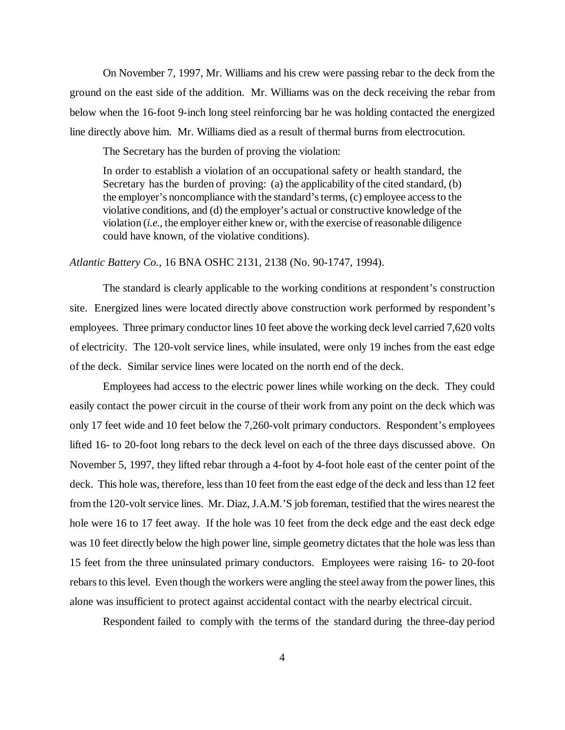On November 7, 1997, Mr. Williams and his crew were passing rebar to the deck from the ground on the east side of the addition. Mr. Williams was on the deck receiving the rebar from below when the 16-foot 9-inch long steel reinforcing bar he was holding contacted the energized line directly above him. Mr. Williams died as a result of thermal burns from electrocution.

The Secretary has the burden of proving the violation:

> In order to establish a violation of an occupational safety or health standard, the Secretary has the burden of proving: (a) the applicability of the cited standard, (b) the employer's noncompliance with the standard's terms, (c) employee access to the violative conditions, and (d) the employer's actual or constructive knowledge of the violation (*i.e.*, the employer either knew or, with the exercise of reasonable diligence could have known, of the violative conditions).

*Atlantic Battery Co.*, 16 BNA OSHC 2131, 2138 (No. 90-1747, 1994).

The standard is clearly applicable to the working conditions at respondent's construction site. Energized lines were located directly above construction work performed by respondent's employees. Three primary conductor lines 10 feet above the working deck level carried 7,620 volts of electricity. The 120-volt service lines, while insulated, were only 19 inches from the east edge of the deck. Similar service lines were located on the north end of the deck.

Employees had access to the electric power lines while working on the deck. They could easily contact the power circuit in the course of their work from any point on the deck which was only 17 feet wide and 10 feet below the 7,260-volt primary conductors. Respondent's employees lifted 16- to 20-foot long rebars to the deck level on each of the three days discussed above. On November 5, 1997, they lifted rebar through a 4-foot by 4-foot hole east of the center point of the deck. This hole was, therefore, less than 10 feet from the east edge of the deck and less than 12 feet from the 120-volt service lines. Mr. Diaz, J.A.M.'S job foreman, testified that the wires nearest the hole were 16 to 17 feet away. If the hole was 10 feet from the deck edge and the east deck edge was 10 feet directly below the high power line, simple geometry dictates that the hole was less than 15 feet from the three uninsulated primary conductors. Employees were raising 16- to 20-foot rebars to this level. Even though the workers were angling the steel away from the power lines, this alone was insufficient to protect against accidental contact with the nearby electrical circuit.

Respondent failed to comply with the terms of the standard during the three-day period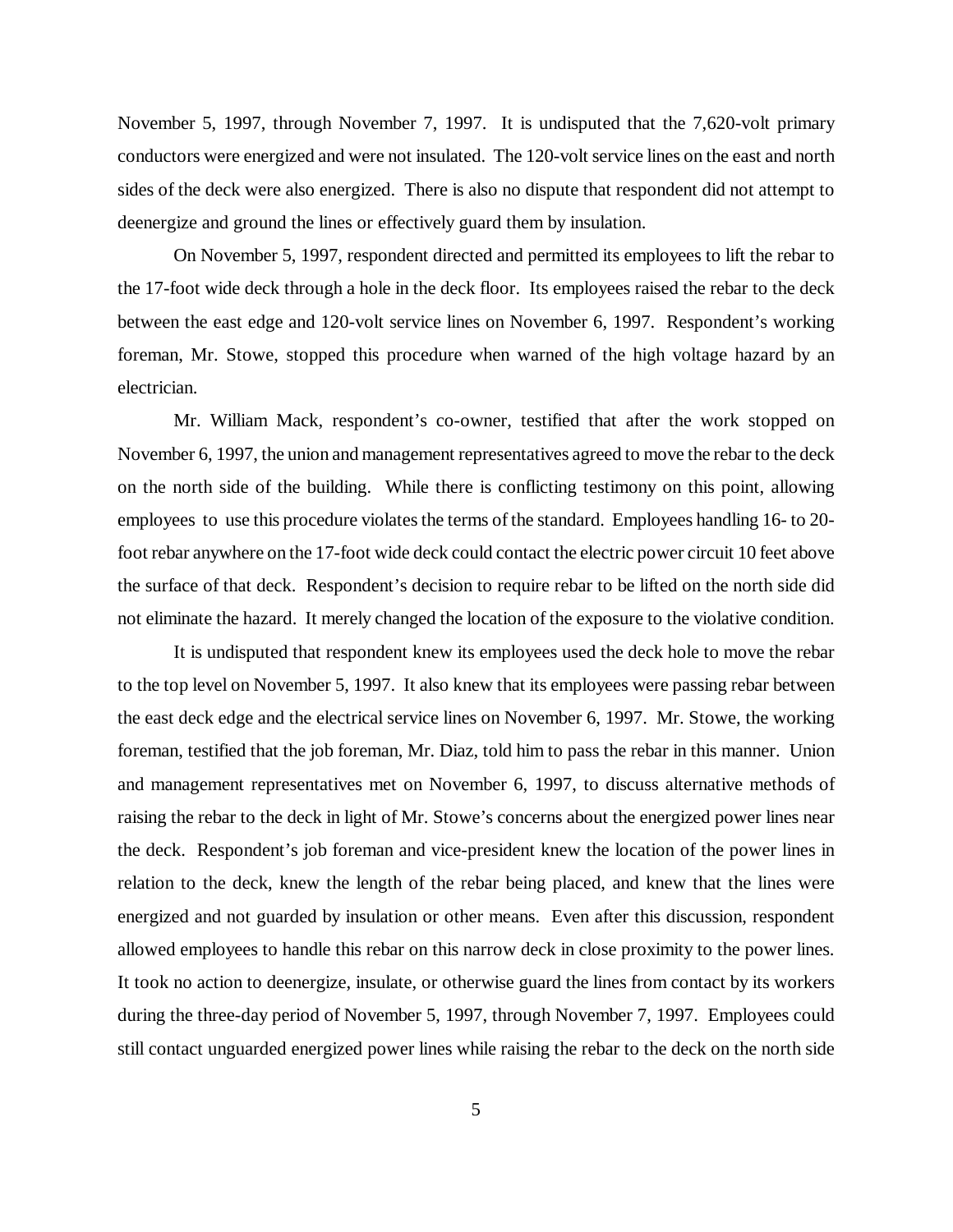November 5, 1997, through November 7, 1997. It is undisputed that the 7,620-volt primary conductors were energized and were not insulated. The 120-volt service lines on the east and north sides of the deck were also energized. There is also no dispute that respondent did not attempt to deenergize and ground the lines or effectively guard them by insulation.

On November 5, 1997, respondent directed and permitted its employees to lift the rebar to the 17-foot wide deck through a hole in the deck floor. Its employees raised the rebar to the deck between the east edge and 120-volt service lines on November 6, 1997. Respondent's working foreman, Mr. Stowe, stopped this procedure when warned of the high voltage hazard by an electrician.

Mr. William Mack, respondent's co-owner, testified that after the work stopped on November 6, 1997, the union and management representatives agreed to move the rebar to the deck on the north side of the building. While there is conflicting testimony on this point, allowing employees to use this procedure violates the terms of the standard. Employees handling 16- to 20-foot rebar anywhere on the 17-foot wide deck could contact the electric power circuit 10 feet above the surface of that deck. Respondent's decision to require rebar to be lifted on the north side did not eliminate the hazard. It merely changed the location of the exposure to the violative condition.

It is undisputed that respondent knew its employees used the deck hole to move the rebar to the top level on November 5, 1997. It also knew that its employees were passing rebar between the east deck edge and the electrical service lines on November 6, 1997. Mr. Stowe, the working foreman, testified that the job foreman, Mr. Diaz, told him to pass the rebar in this manner. Union and management representatives met on November 6, 1997, to discuss alternative methods of raising the rebar to the deck in light of Mr. Stowe's concerns about the energized power lines near the deck. Respondent's job foreman and vice-president knew the location of the power lines in relation to the deck, knew the length of the rebar being placed, and knew that the lines were energized and not guarded by insulation or other means. Even after this discussion, respondent allowed employees to handle this rebar on this narrow deck in close proximity to the power lines. It took no action to deenergize, insulate, or otherwise guard the lines from contact by its workers during the three-day period of November 5, 1997, through November 7, 1997. Employees could still contact unguarded energized power lines while raising the rebar to the deck on the north side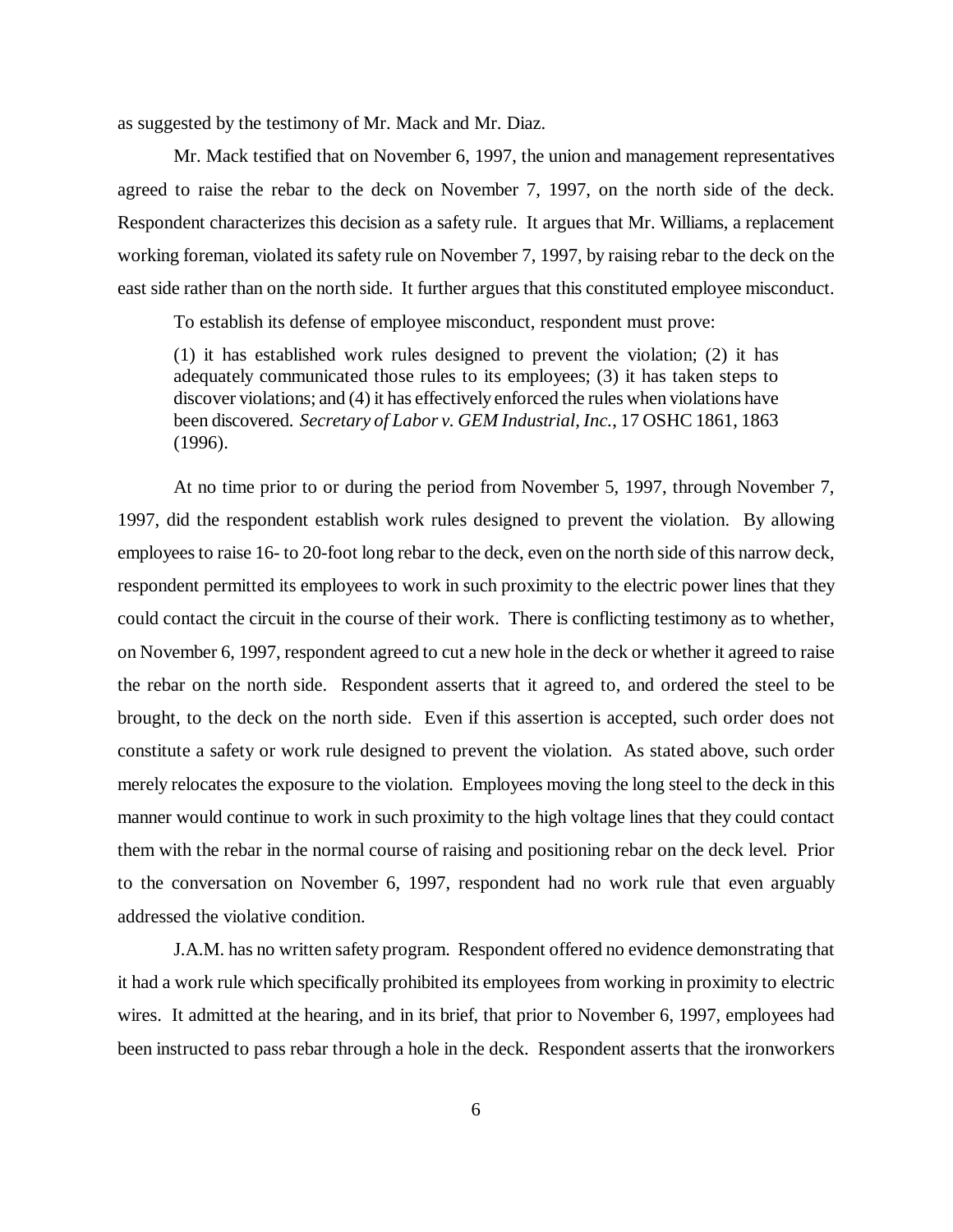as suggested by the testimony of Mr. Mack and Mr. Diaz.

Mr. Mack testified that on November 6, 1997, the union and management representatives agreed to raise the rebar to the deck on November 7, 1997, on the north side of the deck. Respondent characterizes this decision as a safety rule. It argues that Mr. Williams, a replacement working foreman, violated its safety rule on November 7, 1997, by raising rebar to the deck on the east side rather than on the north side. It further argues that this constituted employee misconduct.

To establish its defense of employee misconduct, respondent must prove:

> (1) it has established work rules designed to prevent the violation; (2) it has adequately communicated those rules to its employees; (3) it has taken steps to discover violations; and (4) it has effectively enforced the rules when violations have been discovered. *Secretary of Labor v. GEM Industrial, Inc.*, 17 OSHC 1861, 1863 (1996).

At no time prior to or during the period from November 5, 1997, through November 7, 1997, did the respondent establish work rules designed to prevent the violation. By allowing employees to raise 16- to 20-foot long rebar to the deck, even on the north side of this narrow deck, respondent permitted its employees to work in such proximity to the electric power lines that they could contact the circuit in the course of their work. There is conflicting testimony as to whether, on November 6, 1997, respondent agreed to cut a new hole in the deck or whether it agreed to raise the rebar on the north side. Respondent asserts that it agreed to, and ordered the steel to be brought, to the deck on the north side. Even if this assertion is accepted, such order does not constitute a safety or work rule designed to prevent the violation. As stated above, such order merely relocates the exposure to the violation. Employees moving the long steel to the deck in this manner would continue to work in such proximity to the high voltage lines that they could contact them with the rebar in the normal course of raising and positioning rebar on the deck level. Prior to the conversation on November 6, 1997, respondent had no work rule that even arguably addressed the violative condition.

J.A.M. has no written safety program. Respondent offered no evidence demonstrating that it had a work rule which specifically prohibited its employees from working in proximity to electric wires. It admitted at the hearing, and in its brief, that prior to November 6, 1997, employees had been instructed to pass rebar through a hole in the deck. Respondent asserts that the ironworkers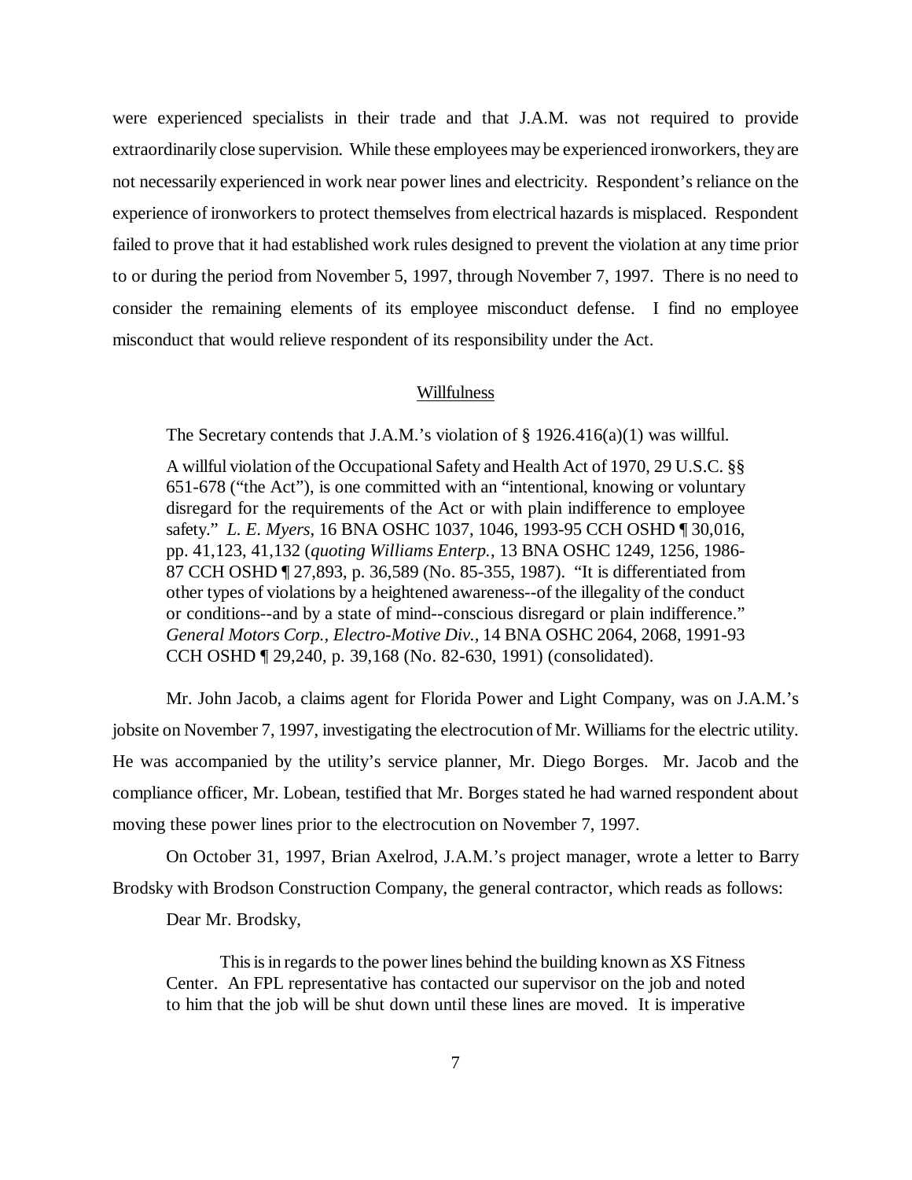were experienced specialists in their trade and that J.A.M. was not required to provide extraordinarily close supervision. While these employees may be experienced ironworkers, they are not necessarily experienced in work near power lines and electricity. Respondent's reliance on the experience of ironworkers to protect themselves from electrical hazards is misplaced. Respondent failed to prove that it had established work rules designed to prevent the violation at any time prior to or during the period from November 5, 1997, through November 7, 1997. There is no need to consider the remaining elements of its employee misconduct defense. I find no employee misconduct that would relieve respondent of its responsibility under the Act.

## Willfulness

The Secretary contends that J.A.M.'s violation of § 1926.416(a)(1) was willful.

> A willful violation of the Occupational Safety and Health Act of 1970, 29 U.S.C. §§ 651-678 ("the Act"), is one committed with an "intentional, knowing or voluntary disregard for the requirements of the Act or with plain indifference to employee safety." *L. E. Myers*, 16 BNA OSHC 1037, 1046, 1993-95 CCH OSHD ¶ 30,016, pp. 41,123, 41,132 (*quoting Williams Enterp.*, 13 BNA OSHC 1249, 1256, 1986-87 CCH OSHD ¶ 27,893, p. 36,589 (No. 85-355, 1987). "It is differentiated from other types of violations by a heightened awareness--of the illegality of the conduct or conditions--and by a state of mind--conscious disregard or plain indifference." *General Motors Corp., Electro-Motive Div.*, 14 BNA OSHC 2064, 2068, 1991-93 CCH OSHD ¶ 29,240, p. 39,168 (No. 82-630, 1991) (consolidated).

Mr. John Jacob, a claims agent for Florida Power and Light Company, was on J.A.M.'s jobsite on November 7, 1997, investigating the electrocution of Mr. Williams for the electric utility. He was accompanied by the utility's service planner, Mr. Diego Borges. Mr. Jacob and the compliance officer, Mr. Lobean, testified that Mr. Borges stated he had warned respondent about moving these power lines prior to the electrocution on November 7, 1997.

On October 31, 1997, Brian Axelrod, J.A.M.'s project manager, wrote a letter to Barry Brodsky with Brodson Construction Company, the general contractor, which reads as follows:

> Dear Mr. Brodsky,
>
> This is in regards to the power lines behind the building known as XS Fitness Center. An FPL representative has contacted our supervisor on the job and noted to him that the job will be shut down until these lines are moved. It is imperative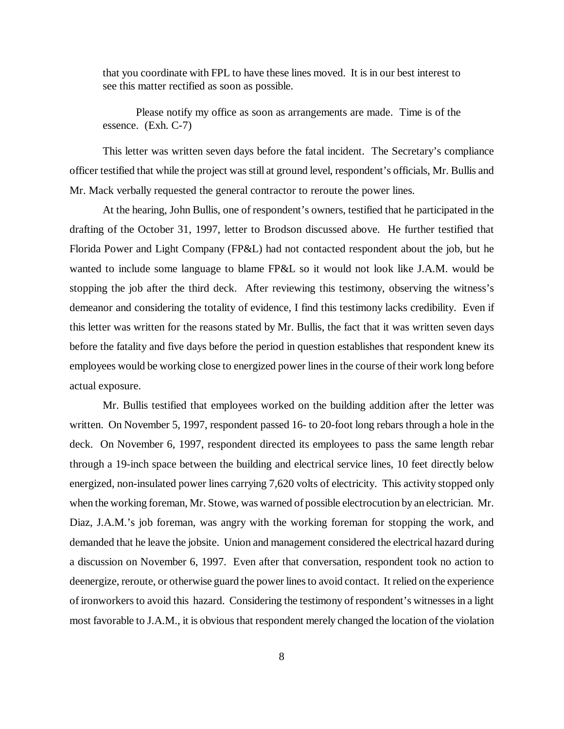that you coordinate with FPL to have these lines moved. It is in our best interest to see this matter rectified as soon as possible.

Please notify my office as soon as arrangements are made. Time is of the essence. (Exh. C-7)

This letter was written seven days before the fatal incident. The Secretary's compliance officer testified that while the project was still at ground level, respondent's officials, Mr. Bullis and Mr. Mack verbally requested the general contractor to reroute the power lines.

At the hearing, John Bullis, one of respondent's owners, testified that he participated in the drafting of the October 31, 1997, letter to Brodson discussed above. He further testified that Florida Power and Light Company (FP&L) had not contacted respondent about the job, but he wanted to include some language to blame FP&L so it would not look like J.A.M. would be stopping the job after the third deck. After reviewing this testimony, observing the witness's demeanor and considering the totality of evidence, I find this testimony lacks credibility. Even if this letter was written for the reasons stated by Mr. Bullis, the fact that it was written seven days before the fatality and five days before the period in question establishes that respondent knew its employees would be working close to energized power lines in the course of their work long before actual exposure.

Mr. Bullis testified that employees worked on the building addition after the letter was written. On November 5, 1997, respondent passed 16- to 20-foot long rebars through a hole in the deck. On November 6, 1997, respondent directed its employees to pass the same length rebar through a 19-inch space between the building and electrical service lines, 10 feet directly below energized, non-insulated power lines carrying 7,620 volts of electricity. This activity stopped only when the working foreman, Mr. Stowe, was warned of possible electrocution by an electrician. Mr. Diaz, J.A.M.'s job foreman, was angry with the working foreman for stopping the work, and demanded that he leave the jobsite. Union and management considered the electrical hazard during a discussion on November 6, 1997. Even after that conversation, respondent took no action to deenergize, reroute, or otherwise guard the power lines to avoid contact. It relied on the experience of ironworkers to avoid this hazard. Considering the testimony of respondent's witnesses in a light most favorable to J.A.M., it is obvious that respondent merely changed the location of the violation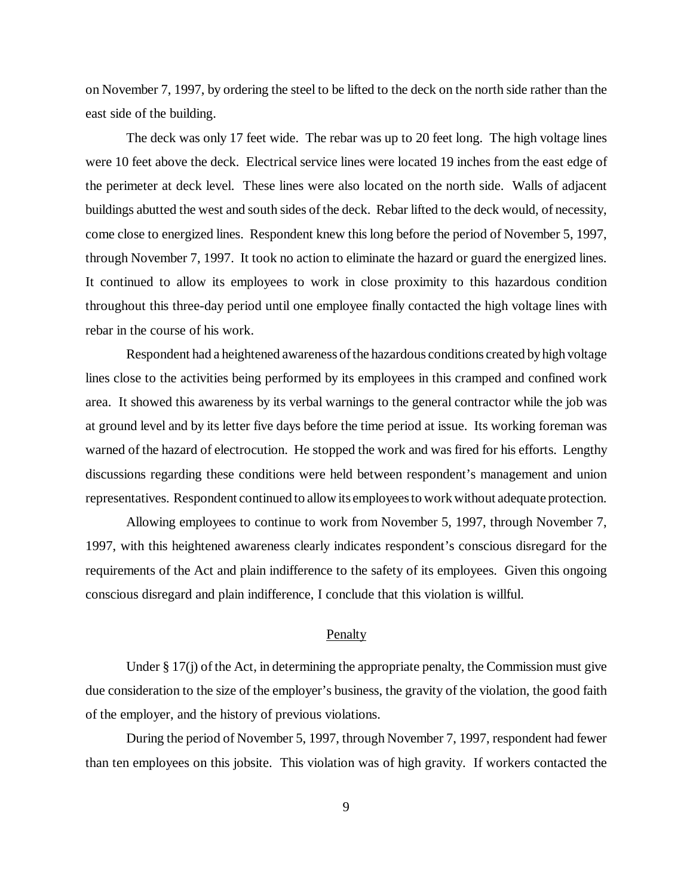on November 7, 1997, by ordering the steel to be lifted to the deck on the north side rather than the east side of the building.

The deck was only 17 feet wide. The rebar was up to 20 feet long. The high voltage lines were 10 feet above the deck. Electrical service lines were located 19 inches from the east edge of the perimeter at deck level. These lines were also located on the north side. Walls of adjacent buildings abutted the west and south sides of the deck. Rebar lifted to the deck would, of necessity, come close to energized lines. Respondent knew this long before the period of November 5, 1997, through November 7, 1997. It took no action to eliminate the hazard or guard the energized lines. It continued to allow its employees to work in close proximity to this hazardous condition throughout this three-day period until one employee finally contacted the high voltage lines with rebar in the course of his work.

Respondent had a heightened awareness of the hazardous conditions created by high voltage lines close to the activities being performed by its employees in this cramped and confined work area. It showed this awareness by its verbal warnings to the general contractor while the job was at ground level and by its letter five days before the time period at issue. Its working foreman was warned of the hazard of electrocution. He stopped the work and was fired for his efforts. Lengthy discussions regarding these conditions were held between respondent's management and union representatives. Respondent continued to allow its employees to work without adequate protection.

Allowing employees to continue to work from November 5, 1997, through November 7, 1997, with this heightened awareness clearly indicates respondent's conscious disregard for the requirements of the Act and plain indifference to the safety of its employees. Given this ongoing conscious disregard and plain indifference, I conclude that this violation is willful.

## Penalty

Under § 17(j) of the Act, in determining the appropriate penalty, the Commission must give due consideration to the size of the employer's business, the gravity of the violation, the good faith of the employer, and the history of previous violations.

During the period of November 5, 1997, through November 7, 1997, respondent had fewer than ten employees on this jobsite. This violation was of high gravity. If workers contacted the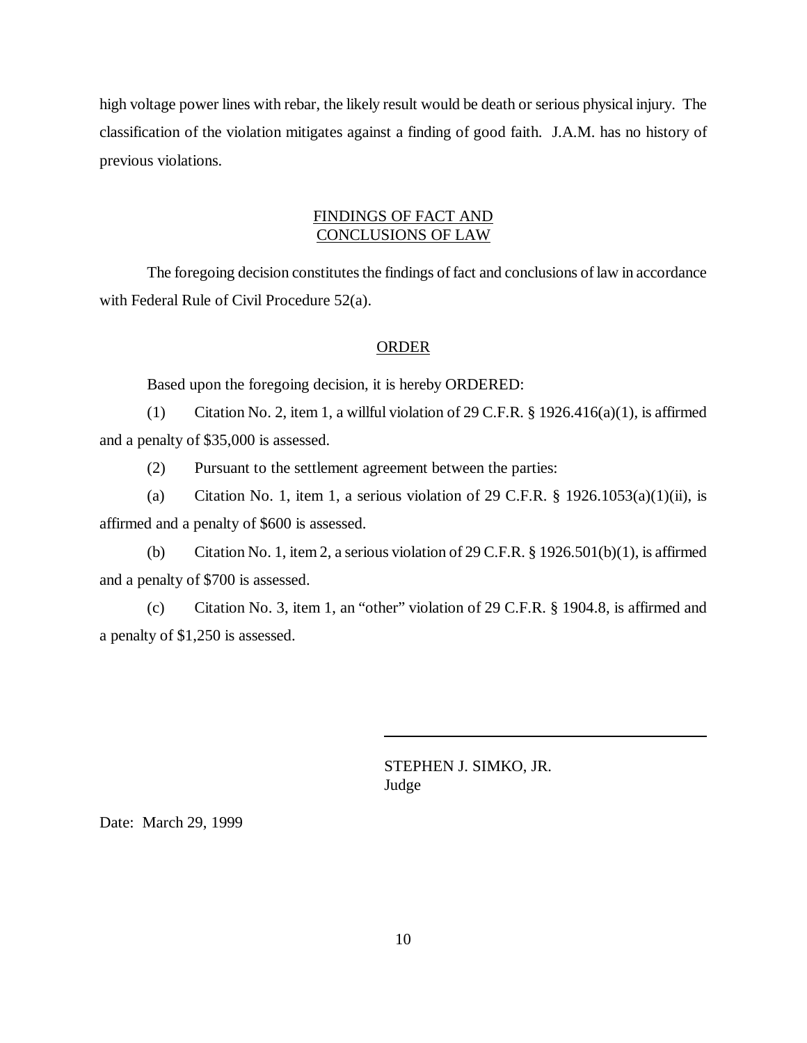high voltage power lines with rebar, the likely result would be death or serious physical injury. The classification of the violation mitigates against a finding of good faith. J.A.M. has no history of previous violations.

## FINDINGS OF FACT AND CONCLUSIONS OF LAW

The foregoing decision constitutes the findings of fact and conclusions of law in accordance with Federal Rule of Civil Procedure 52(a).

## ORDER

Based upon the foregoing decision, it is hereby ORDERED:

(1) Citation No. 2, item 1, a willful violation of 29 C.F.R. § 1926.416(a)(1), is affirmed and a penalty of $35,000 is assessed.

(2) Pursuant to the settlement agreement between the parties:

(a) Citation No. 1, item 1, a serious violation of 29 C.F.R. § 1926.1053(a)(1)(ii), is affirmed and a penalty of $600 is assessed.

(b) Citation No. 1, item 2, a serious violation of 29 C.F.R. § 1926.501(b)(1), is affirmed and a penalty of $700 is assessed.

(c) Citation No. 3, item 1, an "other" violation of 29 C.F.R. § 1904.8, is affirmed and a penalty of $1,250 is assessed.

STEPHEN J. SIMKO, JR.
Judge

Date: March 29, 1999